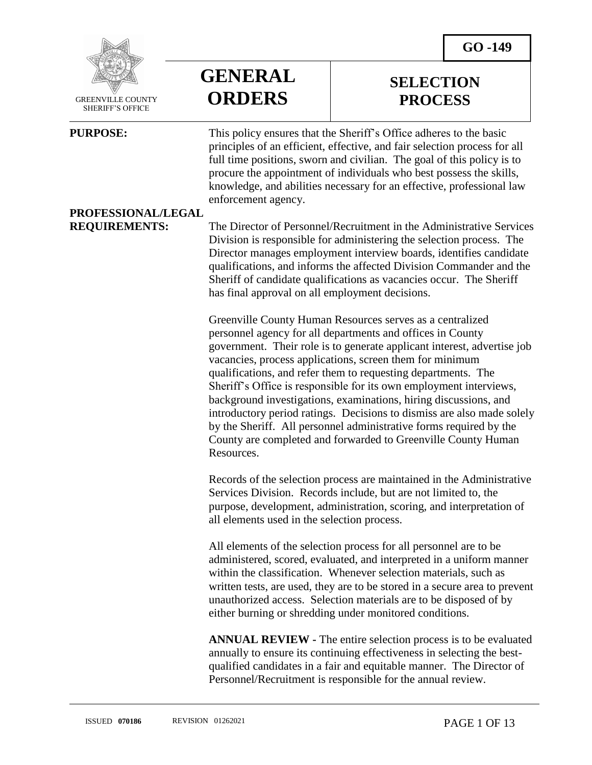GO -149

GREENVILLE COUNTY SHERIFF'S OFFICE

# GENERAL ORDERS

# SELECTION PROCESS

**PURPOSE:** This policy ensures that the Sheriff's Office adheres to the basic principles of an efficient, effective, and fair selection process for all full time positions, sworn and civilian. The goal of this policy is to procure the appointment of individuals who best possess the skills, knowledge, and abilities necessary for an effective, professional law enforcement agency.

**PROFESSIONAL/LEGAL REQUIREMENTS:** The Director of Personnel/Recruitment in the Administrative Services Division is responsible for administering the selection process. The Director manages employment interview boards, identifies candidate qualifications, and informs the affected Division Commander and the Sheriff of candidate qualifications as vacancies occur. The Sheriff has final approval on all employment decisions.

Greenville County Human Resources serves as a centralized personnel agency for all departments and offices in County government. Their role is to generate applicant interest, advertise job vacancies, process applications, screen them for minimum qualifications, and refer them to requesting departments. The Sheriff's Office is responsible for its own employment interviews, background investigations, examinations, hiring discussions, and introductory period ratings. Decisions to dismiss are also made solely by the Sheriff. All personnel administrative forms required by the County are completed and forwarded to Greenville County Human Resources.

Records of the selection process are maintained in the Administrative Services Division. Records include, but are not limited to, the purpose, development, administration, scoring, and interpretation of all elements used in the selection process.

All elements of the selection process for all personnel are to be administered, scored, evaluated, and interpreted in a uniform manner within the classification. Whenever selection materials, such as written tests, are used, they are to be stored in a secure area to prevent unauthorized access. Selection materials are to be disposed of by either burning or shredding under monitored conditions.

**ANNUAL REVIEW -** The entire selection process is to be evaluated annually to ensure its continuing effectiveness in selecting the best-qualified candidates in a fair and equitable manner. The Director of Personnel/Recruitment is responsible for the annual review.

ISSUED **070186** REVISION 01262021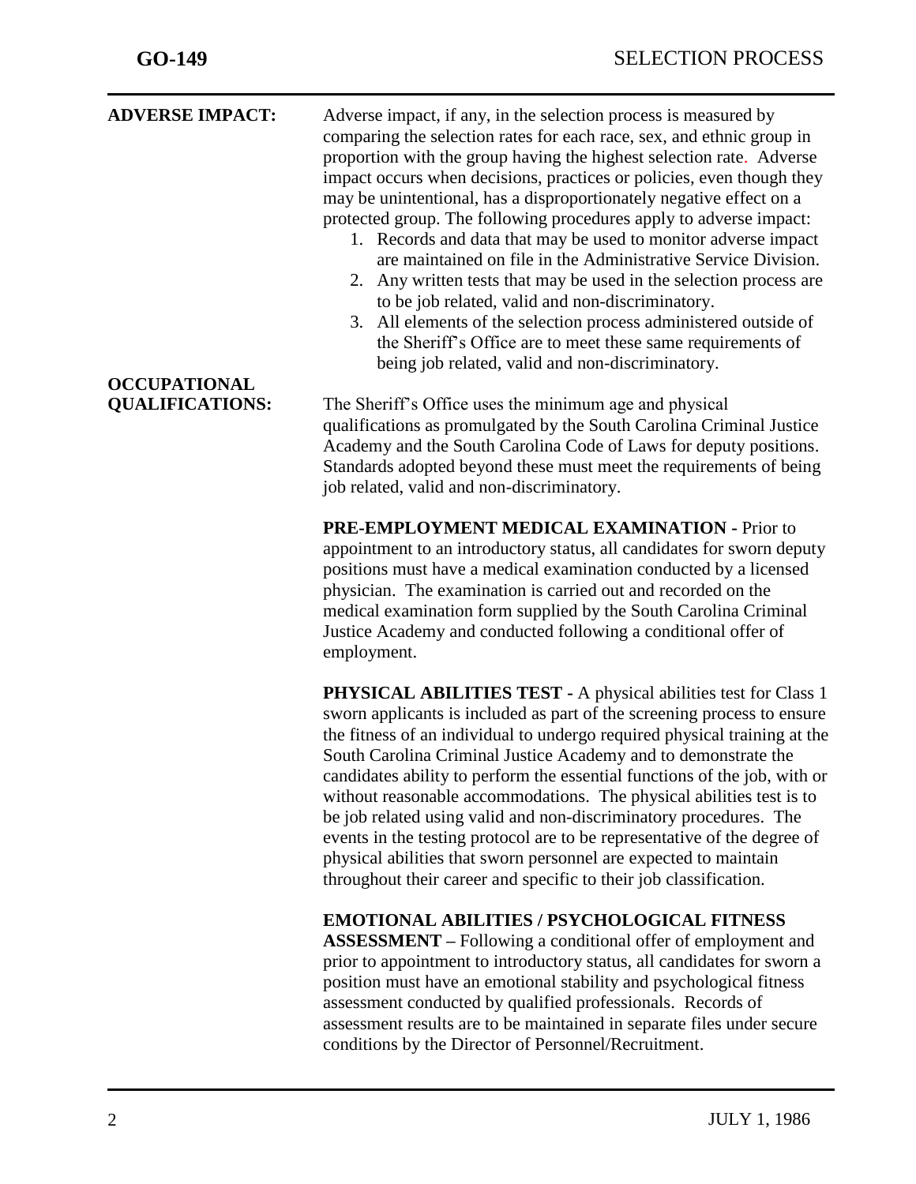**ADVERSE IMPACT:** Adverse impact, if any, in the selection process is measured by comparing the selection rates for each race, sex, and ethnic group in proportion with the group having the highest selection rate. Adverse impact occurs when decisions, practices or policies, even though they may be unintentional, has a disproportionately negative effect on a protected group. The following procedures apply to adverse impact:

1. Records and data that may be used to monitor adverse impact are maintained on file in the Administrative Service Division.
2. Any written tests that may be used in the selection process are to be job related, valid and non-discriminatory.
3. All elements of the selection process administered outside of the Sheriff's Office are to meet these same requirements of being job related, valid and non-discriminatory.

**OCCUPATIONAL QUALIFICATIONS:** The Sheriff's Office uses the minimum age and physical qualifications as promulgated by the South Carolina Criminal Justice Academy and the South Carolina Code of Laws for deputy positions. Standards adopted beyond these must meet the requirements of being job related, valid and non-discriminatory.

**PRE-EMPLOYMENT MEDICAL EXAMINATION -** Prior to appointment to an introductory status, all candidates for sworn deputy positions must have a medical examination conducted by a licensed physician. The examination is carried out and recorded on the medical examination form supplied by the South Carolina Criminal Justice Academy and conducted following a conditional offer of employment.

**PHYSICAL ABILITIES TEST -** A physical abilities test for Class 1 sworn applicants is included as part of the screening process to ensure the fitness of an individual to undergo required physical training at the South Carolina Criminal Justice Academy and to demonstrate the candidates ability to perform the essential functions of the job, with or without reasonable accommodations. The physical abilities test is to be job related using valid and non-discriminatory procedures. The events in the testing protocol are to be representative of the degree of physical abilities that sworn personnel are expected to maintain throughout their career and specific to their job classification.

**EMOTIONAL ABILITIES / PSYCHOLOGICAL FITNESS ASSESSMENT –** Following a conditional offer of employment and prior to appointment to introductory status, all candidates for sworn a position must have an emotional stability and psychological fitness assessment conducted by qualified professionals. Records of assessment results are to be maintained in separate files under secure conditions by the Director of Personnel/Recruitment.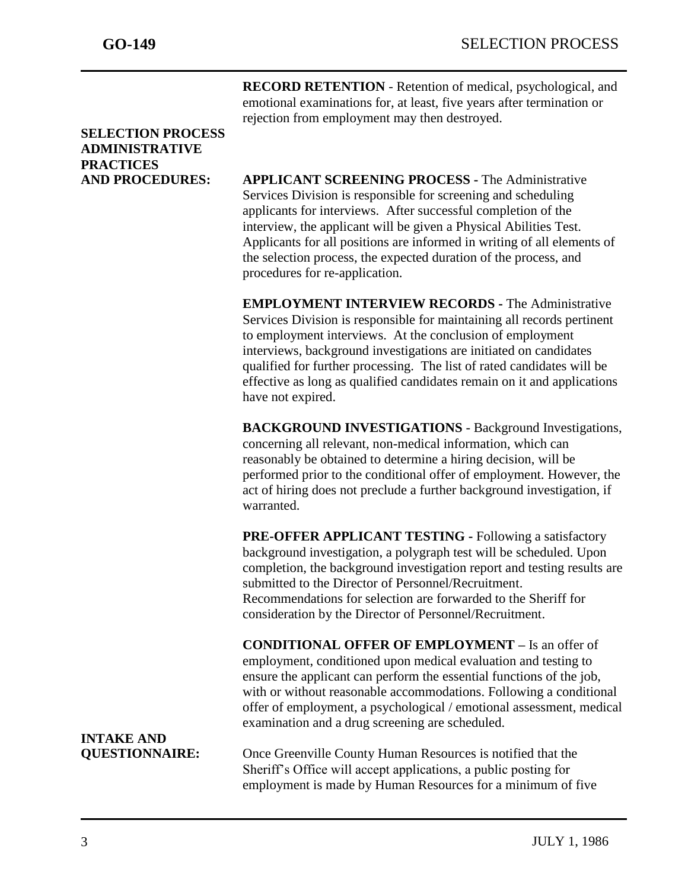**RECORD RETENTION** - Retention of medical, psychological, and emotional examinations for, at least, five years after termination or rejection from employment may then destroyed.

## SELECTION PROCESS ADMINISTRATIVE PRACTICES AND PROCEDURES:

**APPLICANT SCREENING PROCESS -** The Administrative Services Division is responsible for screening and scheduling applicants for interviews. After successful completion of the interview, the applicant will be given a Physical Abilities Test. Applicants for all positions are informed in writing of all elements of the selection process, the expected duration of the process, and procedures for re-application.

**EMPLOYMENT INTERVIEW RECORDS -** The Administrative Services Division is responsible for maintaining all records pertinent to employment interviews. At the conclusion of employment interviews, background investigations are initiated on candidates qualified for further processing. The list of rated candidates will be effective as long as qualified candidates remain on it and applications have not expired.

**BACKGROUND INVESTIGATIONS** - Background Investigations, concerning all relevant, non-medical information, which can reasonably be obtained to determine a hiring decision, will be performed prior to the conditional offer of employment. However, the act of hiring does not preclude a further background investigation, if warranted.

**PRE-OFFER APPLICANT TESTING -** Following a satisfactory background investigation, a polygraph test will be scheduled. Upon completion, the background investigation report and testing results are submitted to the Director of Personnel/Recruitment. Recommendations for selection are forwarded to the Sheriff for consideration by the Director of Personnel/Recruitment.

**CONDITIONAL OFFER OF EMPLOYMENT –** Is an offer of employment, conditioned upon medical evaluation and testing to ensure the applicant can perform the essential functions of the job, with or without reasonable accommodations. Following a conditional offer of employment, a psychological / emotional assessment, medical examination and a drug screening are scheduled.

## INTAKE AND QUESTIONNAIRE:

Once Greenville County Human Resources is notified that the Sheriff's Office will accept applications, a public posting for employment is made by Human Resources for a minimum of five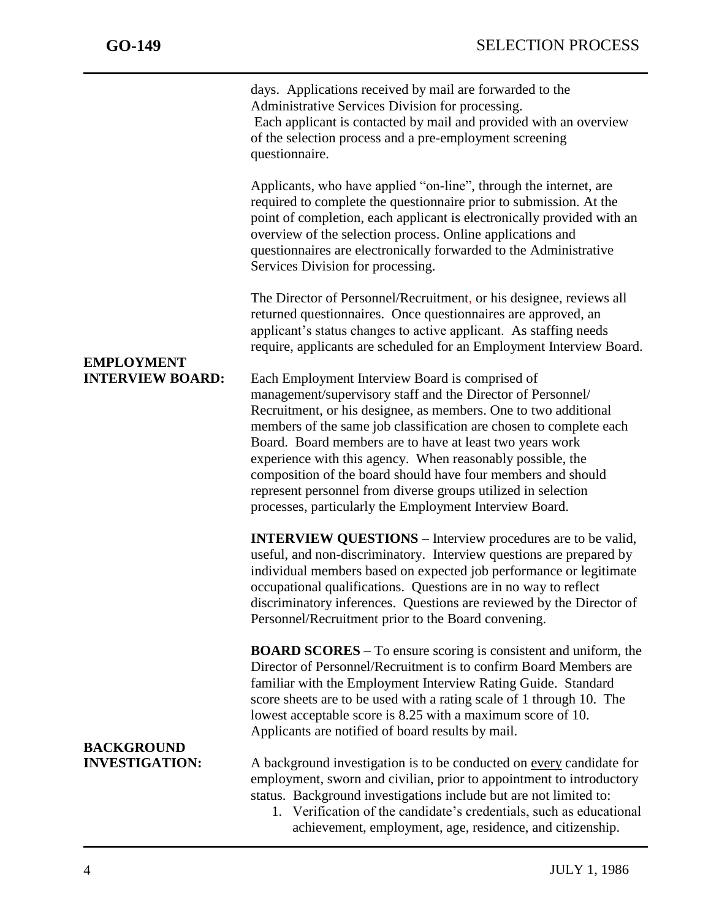days. Applications received by mail are forwarded to the Administrative Services Division for processing. Each applicant is contacted by mail and provided with an overview of the selection process and a pre-employment screening questionnaire.

Applicants, who have applied "on-line", through the internet, are required to complete the questionnaire prior to submission. At the point of completion, each applicant is electronically provided with an overview of the selection process. Online applications and questionnaires are electronically forwarded to the Administrative Services Division for processing.

The Director of Personnel/Recruitment, or his designee, reviews all returned questionnaires. Once questionnaires are approved, an applicant's status changes to active applicant. As staffing needs require, applicants are scheduled for an Employment Interview Board.

**EMPLOYMENT INTERVIEW BOARD:**

Each Employment Interview Board is comprised of management/supervisory staff and the Director of Personnel/ Recruitment, or his designee, as members. One to two additional members of the same job classification are chosen to complete each Board. Board members are to have at least two years work experience with this agency. When reasonably possible, the composition of the board should have four members and should represent personnel from diverse groups utilized in selection processes, particularly the Employment Interview Board.

**INTERVIEW QUESTIONS** – Interview procedures are to be valid, useful, and non-discriminatory. Interview questions are prepared by individual members based on expected job performance or legitimate occupational qualifications. Questions are in no way to reflect discriminatory inferences. Questions are reviewed by the Director of Personnel/Recruitment prior to the Board convening.

**BOARD SCORES** – To ensure scoring is consistent and uniform, the Director of Personnel/Recruitment is to confirm Board Members are familiar with the Employment Interview Rating Guide. Standard score sheets are to be used with a rating scale of 1 through 10. The lowest acceptable score is 8.25 with a maximum score of 10. Applicants are notified of board results by mail.

**BACKGROUND INVESTIGATION:**

A background investigation is to be conducted on <u>every</u> candidate for employment, sworn and civilian, prior to appointment to introductory status. Background investigations include but are not limited to:

1. Verification of the candidate's credentials, such as educational achievement, employment, age, residence, and citizenship.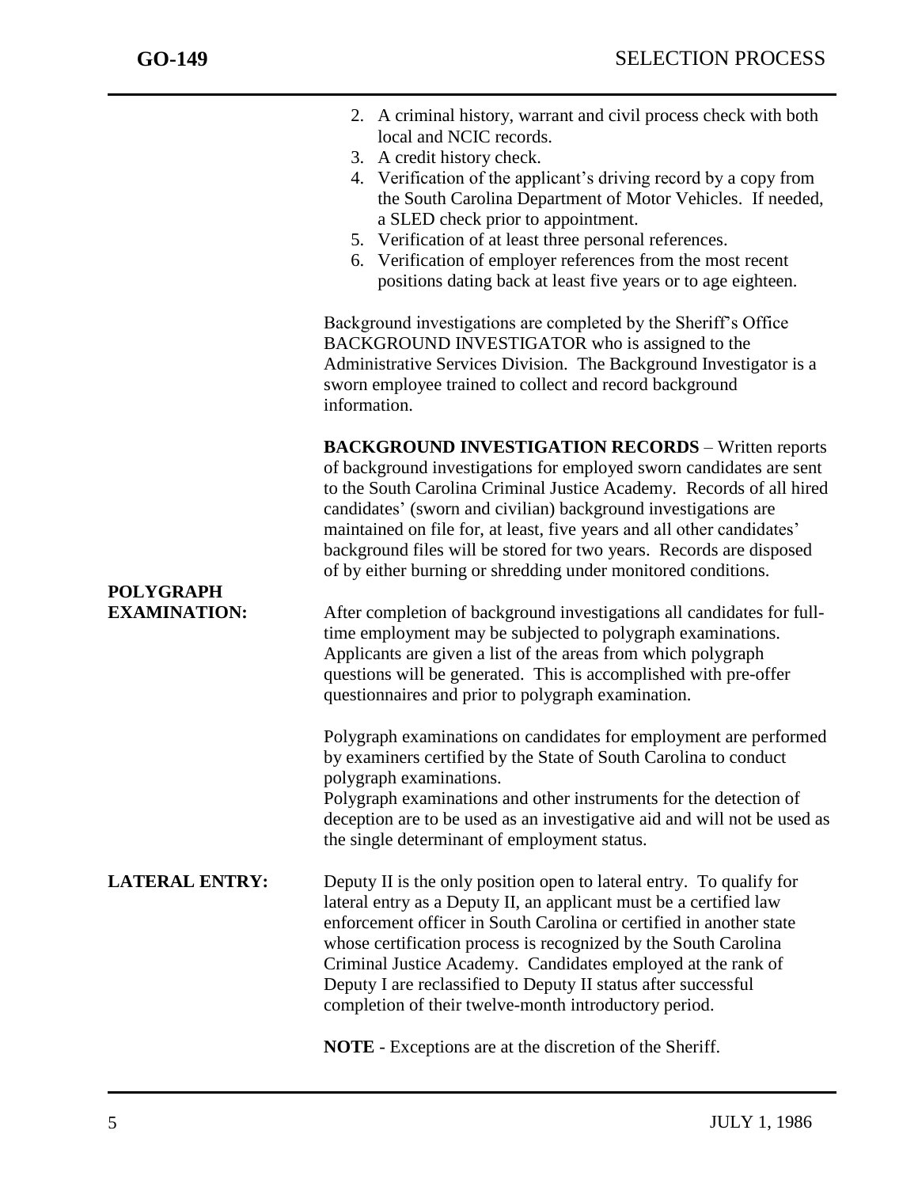2. A criminal history, warrant and civil process check with both local and NCIC records.
3. A credit history check.
4. Verification of the applicant's driving record by a copy from the South Carolina Department of Motor Vehicles. If needed, a SLED check prior to appointment.
5. Verification of at least three personal references.
6. Verification of employer references from the most recent positions dating back at least five years or to age eighteen.

Background investigations are completed by the Sheriff's Office BACKGROUND INVESTIGATOR who is assigned to the Administrative Services Division. The Background Investigator is a sworn employee trained to collect and record background information.

**BACKGROUND INVESTIGATION RECORDS** – Written reports of background investigations for employed sworn candidates are sent to the South Carolina Criminal Justice Academy. Records of all hired candidates' (sworn and civilian) background investigations are maintained on file for, at least, five years and all other candidates' background files will be stored for two years. Records are disposed of by either burning or shredding under monitored conditions.

**POLYGRAPH EXAMINATION:**

After completion of background investigations all candidates for full-time employment may be subjected to polygraph examinations. Applicants are given a list of the areas from which polygraph questions will be generated. This is accomplished with pre-offer questionnaires and prior to polygraph examination.

Polygraph examinations on candidates for employment are performed by examiners certified by the State of South Carolina to conduct polygraph examinations.
Polygraph examinations and other instruments for the detection of deception are to be used as an investigative aid and will not be used as the single determinant of employment status.

**LATERAL ENTRY:**

Deputy II is the only position open to lateral entry. To qualify for lateral entry as a Deputy II, an applicant must be a certified law enforcement officer in South Carolina or certified in another state whose certification process is recognized by the South Carolina Criminal Justice Academy. Candidates employed at the rank of Deputy I are reclassified to Deputy II status after successful completion of their twelve-month introductory period.

**NOTE** - Exceptions are at the discretion of the Sheriff.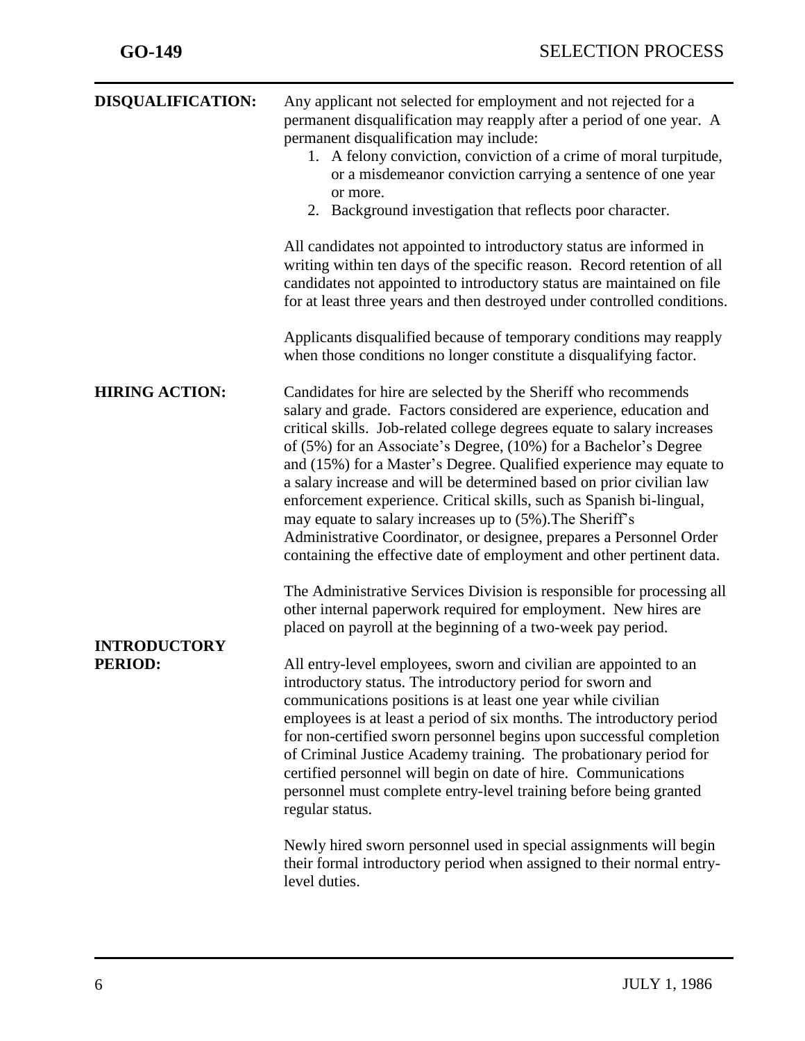**DISQUALIFICATION:**

Any applicant not selected for employment and not rejected for a permanent disqualification may reapply after a period of one year. A permanent disqualification may include:

1. A felony conviction, conviction of a crime of moral turpitude, or a misdemeanor conviction carrying a sentence of one year or more.
2. Background investigation that reflects poor character.

All candidates not appointed to introductory status are informed in writing within ten days of the specific reason. Record retention of all candidates not appointed to introductory status are maintained on file for at least three years and then destroyed under controlled conditions.

Applicants disqualified because of temporary conditions may reapply when those conditions no longer constitute a disqualifying factor.

**HIRING ACTION:**

Candidates for hire are selected by the Sheriff who recommends salary and grade. Factors considered are experience, education and critical skills. Job-related college degrees equate to salary increases of (5%) for an Associate's Degree, (10%) for a Bachelor's Degree and (15%) for a Master's Degree. Qualified experience may equate to a salary increase and will be determined based on prior civilian law enforcement experience. Critical skills, such as Spanish bi-lingual, may equate to salary increases up to (5%).The Sheriff's Administrative Coordinator, or designee, prepares a Personnel Order containing the effective date of employment and other pertinent data.

The Administrative Services Division is responsible for processing all other internal paperwork required for employment. New hires are placed on payroll at the beginning of a two-week pay period.

**INTRODUCTORY PERIOD:**

All entry-level employees, sworn and civilian are appointed to an introductory status. The introductory period for sworn and communications positions is at least one year while civilian employees is at least a period of six months. The introductory period for non-certified sworn personnel begins upon successful completion of Criminal Justice Academy training. The probationary period for certified personnel will begin on date of hire. Communications personnel must complete entry-level training before being granted regular status.

Newly hired sworn personnel used in special assignments will begin their formal introductory period when assigned to their normal entry-level duties.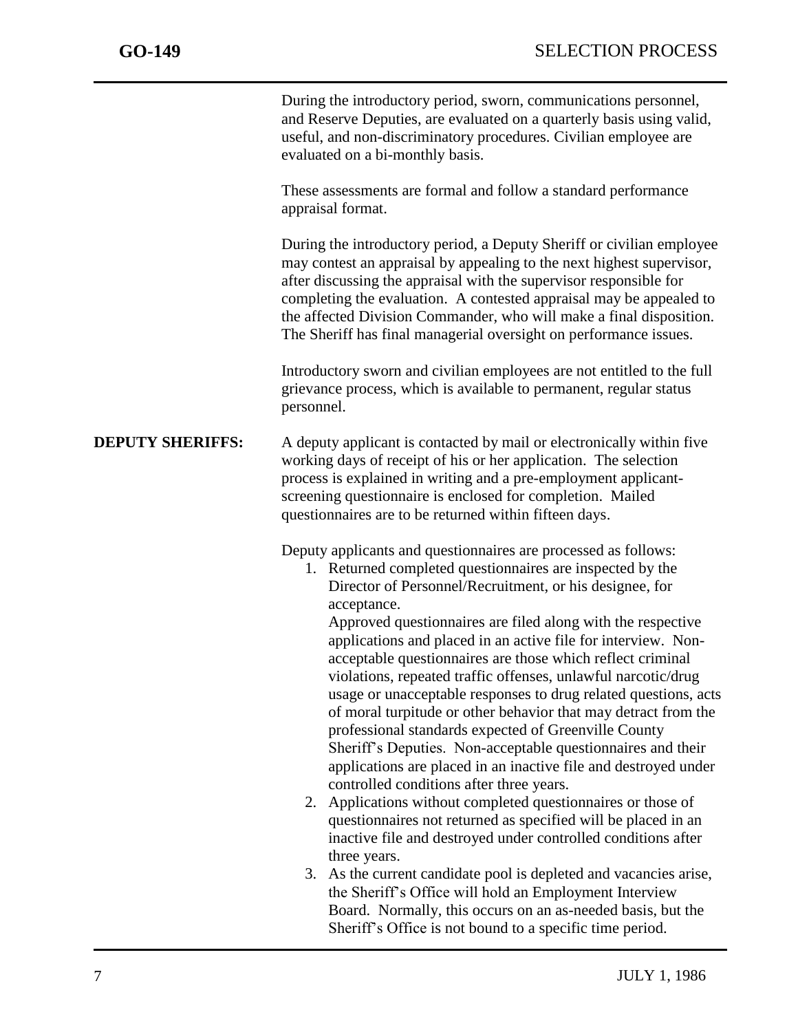During the introductory period, sworn, communications personnel, and Reserve Deputies, are evaluated on a quarterly basis using valid, useful, and non-discriminatory procedures. Civilian employee are evaluated on a bi-monthly basis.

These assessments are formal and follow a standard performance appraisal format.

During the introductory period, a Deputy Sheriff or civilian employee may contest an appraisal by appealing to the next highest supervisor, after discussing the appraisal with the supervisor responsible for completing the evaluation. A contested appraisal may be appealed to the affected Division Commander, who will make a final disposition. The Sheriff has final managerial oversight on performance issues.

Introductory sworn and civilian employees are not entitled to the full grievance process, which is available to permanent, regular status personnel.

**DEPUTY SHERIFFS:** A deputy applicant is contacted by mail or electronically within five working days of receipt of his or her application. The selection process is explained in writing and a pre-employment applicant-screening questionnaire is enclosed for completion. Mailed questionnaires are to be returned within fifteen days.

Deputy applicants and questionnaires are processed as follows:

1. Returned completed questionnaires are inspected by the Director of Personnel/Recruitment, or his designee, for acceptance.
   Approved questionnaires are filed along with the respective applications and placed in an active file for interview. Non-acceptable questionnaires are those which reflect criminal violations, repeated traffic offenses, unlawful narcotic/drug usage or unacceptable responses to drug related questions, acts of moral turpitude or other behavior that may detract from the professional standards expected of Greenville County Sheriff's Deputies. Non-acceptable questionnaires and their applications are placed in an inactive file and destroyed under controlled conditions after three years.
2. Applications without completed questionnaires or those of questionnaires not returned as specified will be placed in an inactive file and destroyed under controlled conditions after three years.
3. As the current candidate pool is depleted and vacancies arise, the Sheriff's Office will hold an Employment Interview Board. Normally, this occurs on an as-needed basis, but the Sheriff's Office is not bound to a specific time period.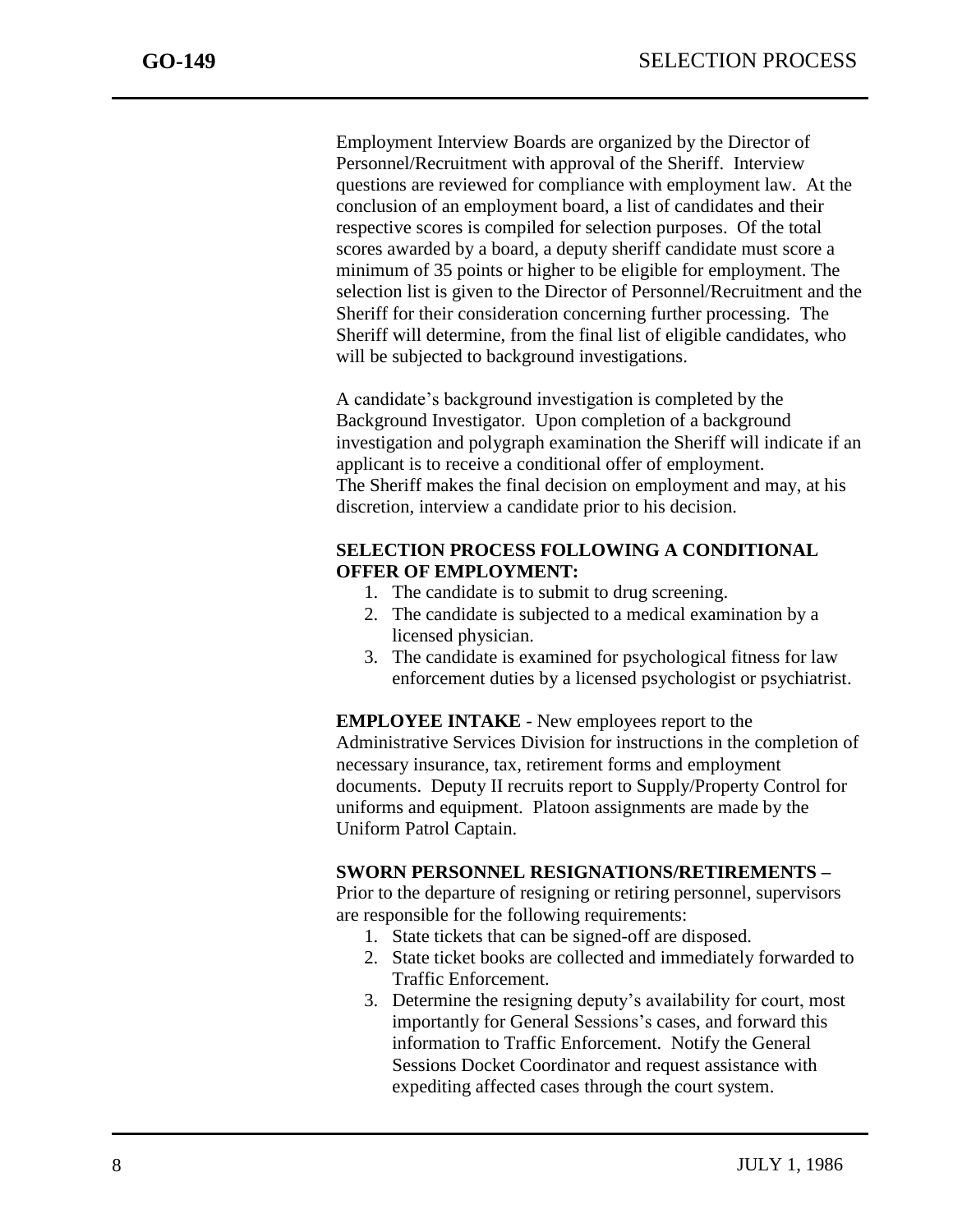Employment Interview Boards are organized by the Director of Personnel/Recruitment with approval of the Sheriff. Interview questions are reviewed for compliance with employment law. At the conclusion of an employment board, a list of candidates and their respective scores is compiled for selection purposes. Of the total scores awarded by a board, a deputy sheriff candidate must score a minimum of 35 points or higher to be eligible for employment. The selection list is given to the Director of Personnel/Recruitment and the Sheriff for their consideration concerning further processing. The Sheriff will determine, from the final list of eligible candidates, who will be subjected to background investigations.

A candidate's background investigation is completed by the Background Investigator. Upon completion of a background investigation and polygraph examination the Sheriff will indicate if an applicant is to receive a conditional offer of employment. The Sheriff makes the final decision on employment and may, at his discretion, interview a candidate prior to his decision.

**SELECTION PROCESS FOLLOWING A CONDITIONAL OFFER OF EMPLOYMENT:**

1. The candidate is to submit to drug screening.
2. The candidate is subjected to a medical examination by a licensed physician.
3. The candidate is examined for psychological fitness for law enforcement duties by a licensed psychologist or psychiatrist.

**EMPLOYEE INTAKE** - New employees report to the Administrative Services Division for instructions in the completion of necessary insurance, tax, retirement forms and employment documents. Deputy II recruits report to Supply/Property Control for uniforms and equipment. Platoon assignments are made by the Uniform Patrol Captain.

**SWORN PERSONNEL RESIGNATIONS/RETIREMENTS –** Prior to the departure of resigning or retiring personnel, supervisors are responsible for the following requirements:

1. State tickets that can be signed-off are disposed.
2. State ticket books are collected and immediately forwarded to Traffic Enforcement.
3. Determine the resigning deputy's availability for court, most importantly for General Sessions's cases, and forward this information to Traffic Enforcement. Notify the General Sessions Docket Coordinator and request assistance with expediting affected cases through the court system.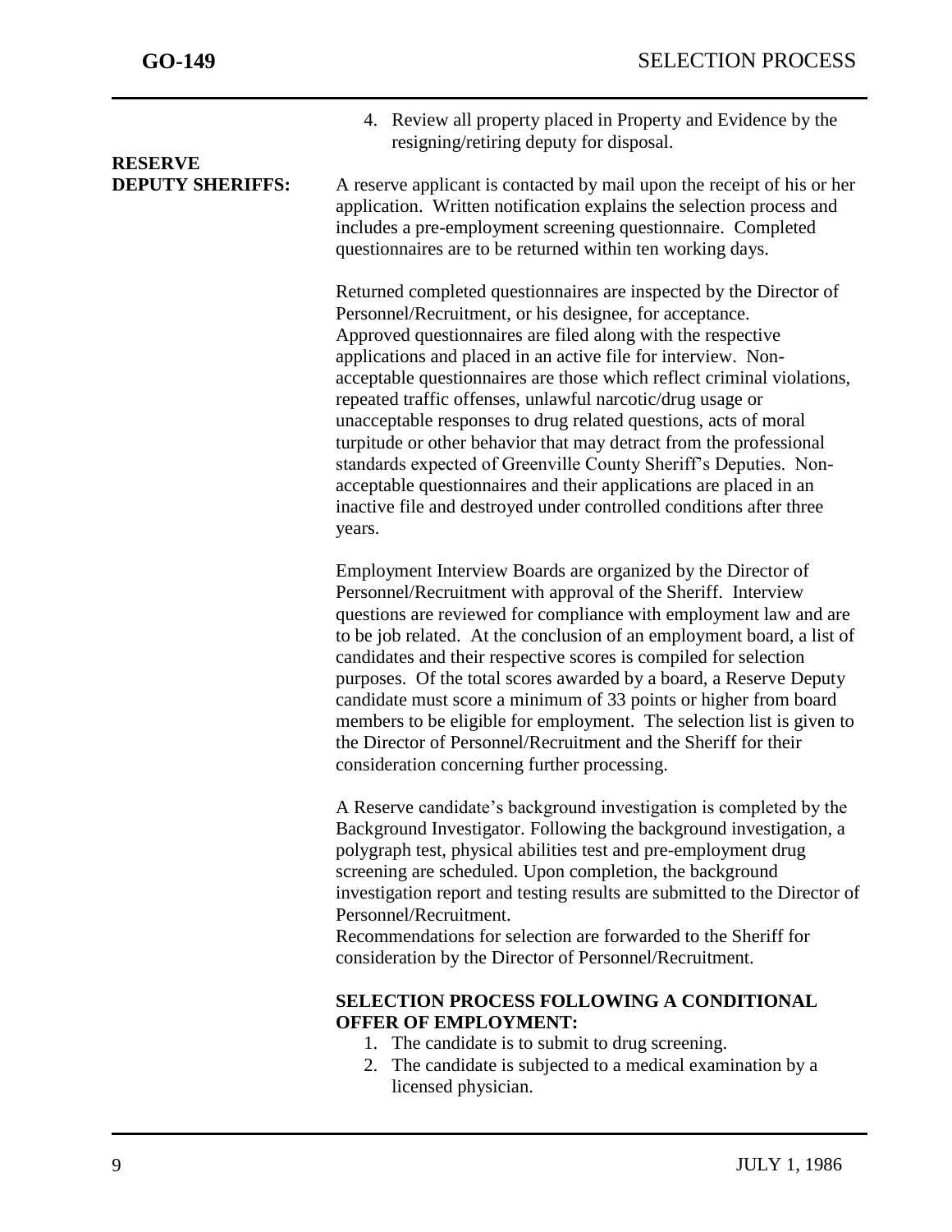4. Review all property placed in Property and Evidence by the resigning/retiring deputy for disposal.

**RESERVE DEPUTY SHERIFFS:**

A reserve applicant is contacted by mail upon the receipt of his or her application. Written notification explains the selection process and includes a pre-employment screening questionnaire. Completed questionnaires are to be returned within ten working days.

Returned completed questionnaires are inspected by the Director of Personnel/Recruitment, or his designee, for acceptance. Approved questionnaires are filed along with the respective applications and placed in an active file for interview. Non-acceptable questionnaires are those which reflect criminal violations, repeated traffic offenses, unlawful narcotic/drug usage or unacceptable responses to drug related questions, acts of moral turpitude or other behavior that may detract from the professional standards expected of Greenville County Sheriff's Deputies. Non-acceptable questionnaires and their applications are placed in an inactive file and destroyed under controlled conditions after three years.

Employment Interview Boards are organized by the Director of Personnel/Recruitment with approval of the Sheriff. Interview questions are reviewed for compliance with employment law and are to be job related. At the conclusion of an employment board, a list of candidates and their respective scores is compiled for selection purposes. Of the total scores awarded by a board, a Reserve Deputy candidate must score a minimum of 33 points or higher from board members to be eligible for employment. The selection list is given to the Director of Personnel/Recruitment and the Sheriff for their consideration concerning further processing.

A Reserve candidate's background investigation is completed by the Background Investigator. Following the background investigation, a polygraph test, physical abilities test and pre-employment drug screening are scheduled. Upon completion, the background investigation report and testing results are submitted to the Director of Personnel/Recruitment.
Recommendations for selection are forwarded to the Sheriff for consideration by the Director of Personnel/Recruitment.

**SELECTION PROCESS FOLLOWING A CONDITIONAL OFFER OF EMPLOYMENT:**

1. The candidate is to submit to drug screening.
2. The candidate is subjected to a medical examination by a licensed physician.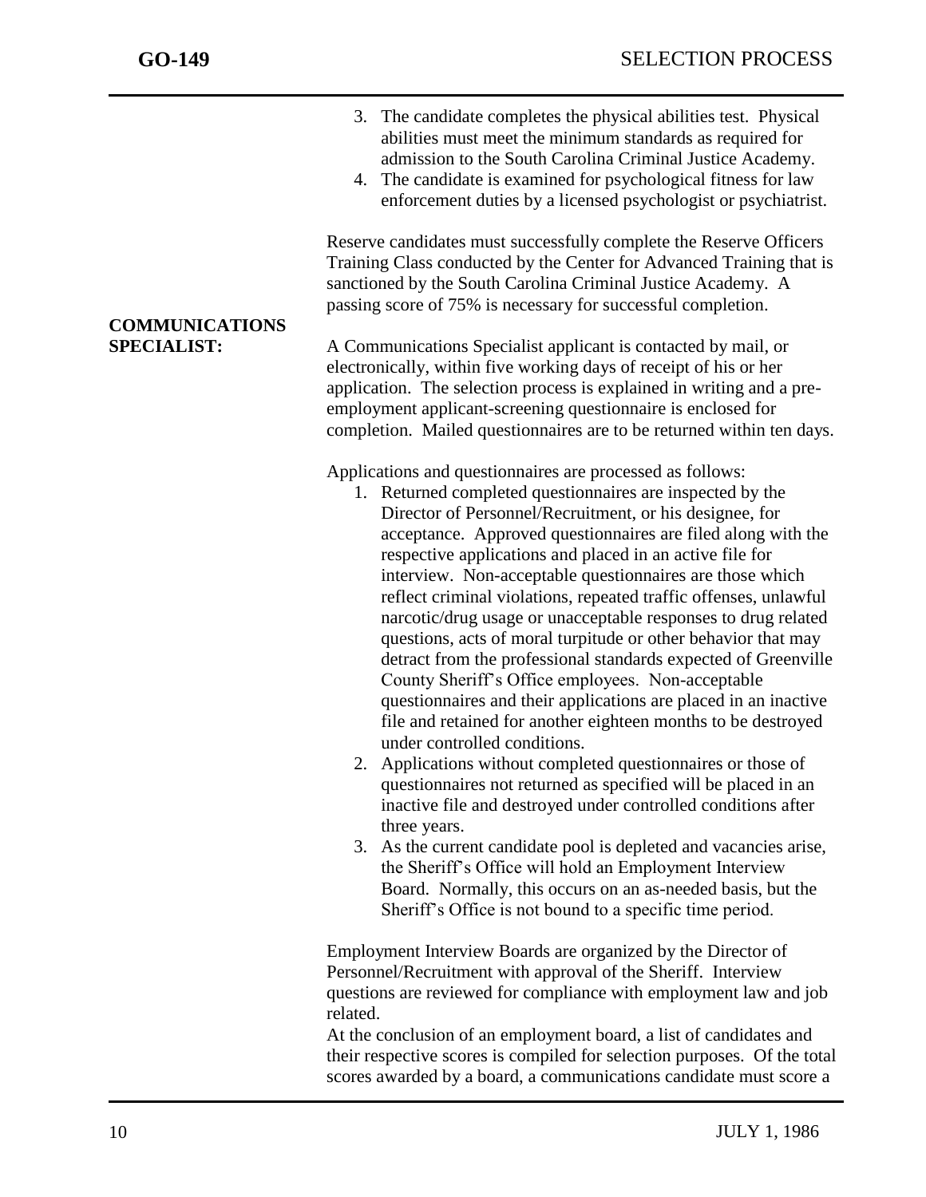3. The candidate completes the physical abilities test. Physical abilities must meet the minimum standards as required for admission to the South Carolina Criminal Justice Academy.
4. The candidate is examined for psychological fitness for law enforcement duties by a licensed psychologist or psychiatrist.

Reserve candidates must successfully complete the Reserve Officers Training Class conducted by the Center for Advanced Training that is sanctioned by the South Carolina Criminal Justice Academy. A passing score of 75% is necessary for successful completion.

**COMMUNICATIONS SPECIALIST:**

A Communications Specialist applicant is contacted by mail, or electronically, within five working days of receipt of his or her application. The selection process is explained in writing and a pre-employment applicant-screening questionnaire is enclosed for completion. Mailed questionnaires are to be returned within ten days.

Applications and questionnaires are processed as follows:

1. Returned completed questionnaires are inspected by the Director of Personnel/Recruitment, or his designee, for acceptance. Approved questionnaires are filed along with the respective applications and placed in an active file for interview. Non-acceptable questionnaires are those which reflect criminal violations, repeated traffic offenses, unlawful narcotic/drug usage or unacceptable responses to drug related questions, acts of moral turpitude or other behavior that may detract from the professional standards expected of Greenville County Sheriff's Office employees. Non-acceptable questionnaires and their applications are placed in an inactive file and retained for another eighteen months to be destroyed under controlled conditions.
2. Applications without completed questionnaires or those of questionnaires not returned as specified will be placed in an inactive file and destroyed under controlled conditions after three years.
3. As the current candidate pool is depleted and vacancies arise, the Sheriff's Office will hold an Employment Interview Board. Normally, this occurs on an as-needed basis, but the Sheriff's Office is not bound to a specific time period.

Employment Interview Boards are organized by the Director of Personnel/Recruitment with approval of the Sheriff. Interview questions are reviewed for compliance with employment law and job related.

At the conclusion of an employment board, a list of candidates and their respective scores is compiled for selection purposes. Of the total scores awarded by a board, a communications candidate must score a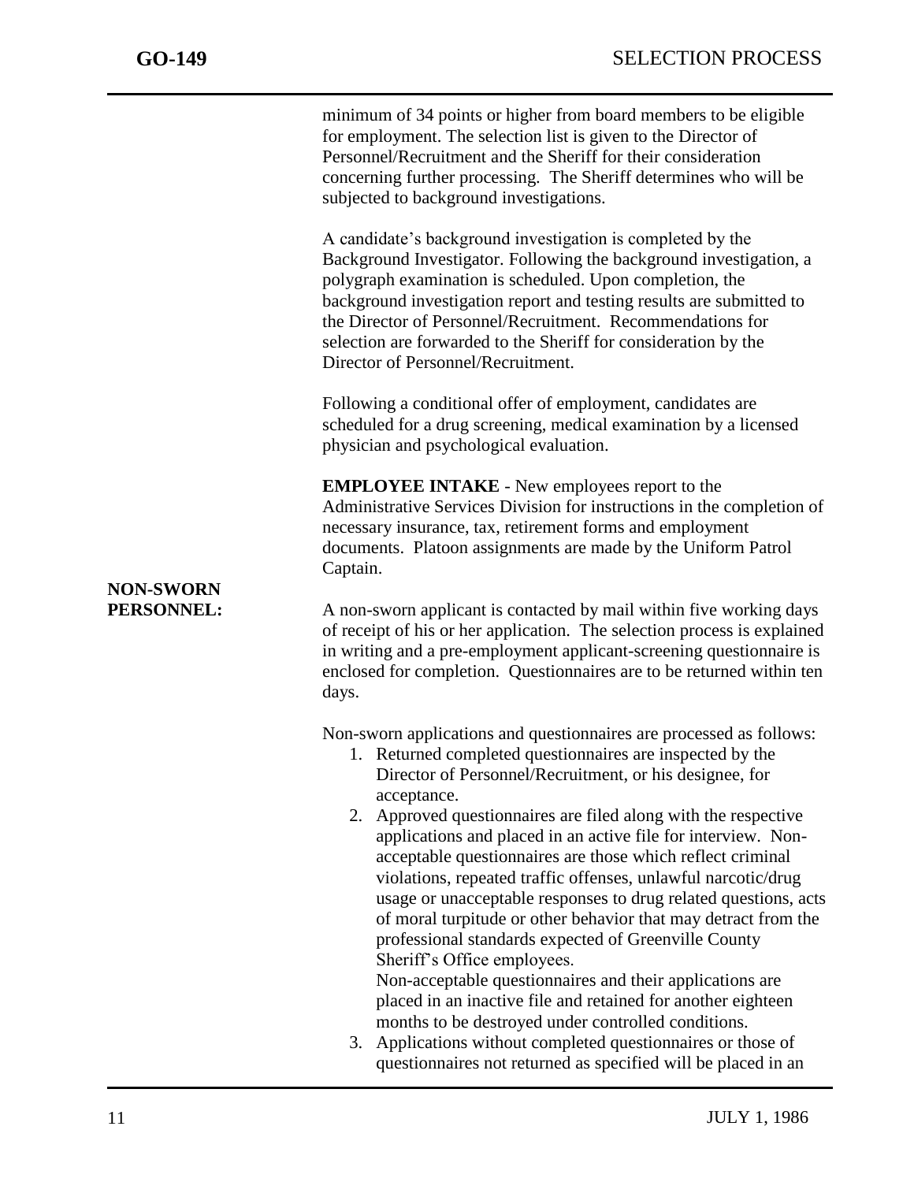minimum of 34 points or higher from board members to be eligible for employment. The selection list is given to the Director of Personnel/Recruitment and the Sheriff for their consideration concerning further processing. The Sheriff determines who will be subjected to background investigations.

A candidate's background investigation is completed by the Background Investigator. Following the background investigation, a polygraph examination is scheduled. Upon completion, the background investigation report and testing results are submitted to the Director of Personnel/Recruitment. Recommendations for selection are forwarded to the Sheriff for consideration by the Director of Personnel/Recruitment.

Following a conditional offer of employment, candidates are scheduled for a drug screening, medical examination by a licensed physician and psychological evaluation.

**EMPLOYEE INTAKE** - New employees report to the Administrative Services Division for instructions in the completion of necessary insurance, tax, retirement forms and employment documents. Platoon assignments are made by the Uniform Patrol Captain.

**NON-SWORN PERSONNEL:**

A non-sworn applicant is contacted by mail within five working days of receipt of his or her application. The selection process is explained in writing and a pre-employment applicant-screening questionnaire is enclosed for completion. Questionnaires are to be returned within ten days.

Non-sworn applications and questionnaires are processed as follows:

1. Returned completed questionnaires are inspected by the Director of Personnel/Recruitment, or his designee, for acceptance.
2. Approved questionnaires are filed along with the respective applications and placed in an active file for interview. Non-acceptable questionnaires are those which reflect criminal violations, repeated traffic offenses, unlawful narcotic/drug usage or unacceptable responses to drug related questions, acts of moral turpitude or other behavior that may detract from the professional standards expected of Greenville County Sheriff's Office employees.
   Non-acceptable questionnaires and their applications are placed in an inactive file and retained for another eighteen months to be destroyed under controlled conditions.
3. Applications without completed questionnaires or those of questionnaires not returned as specified will be placed in an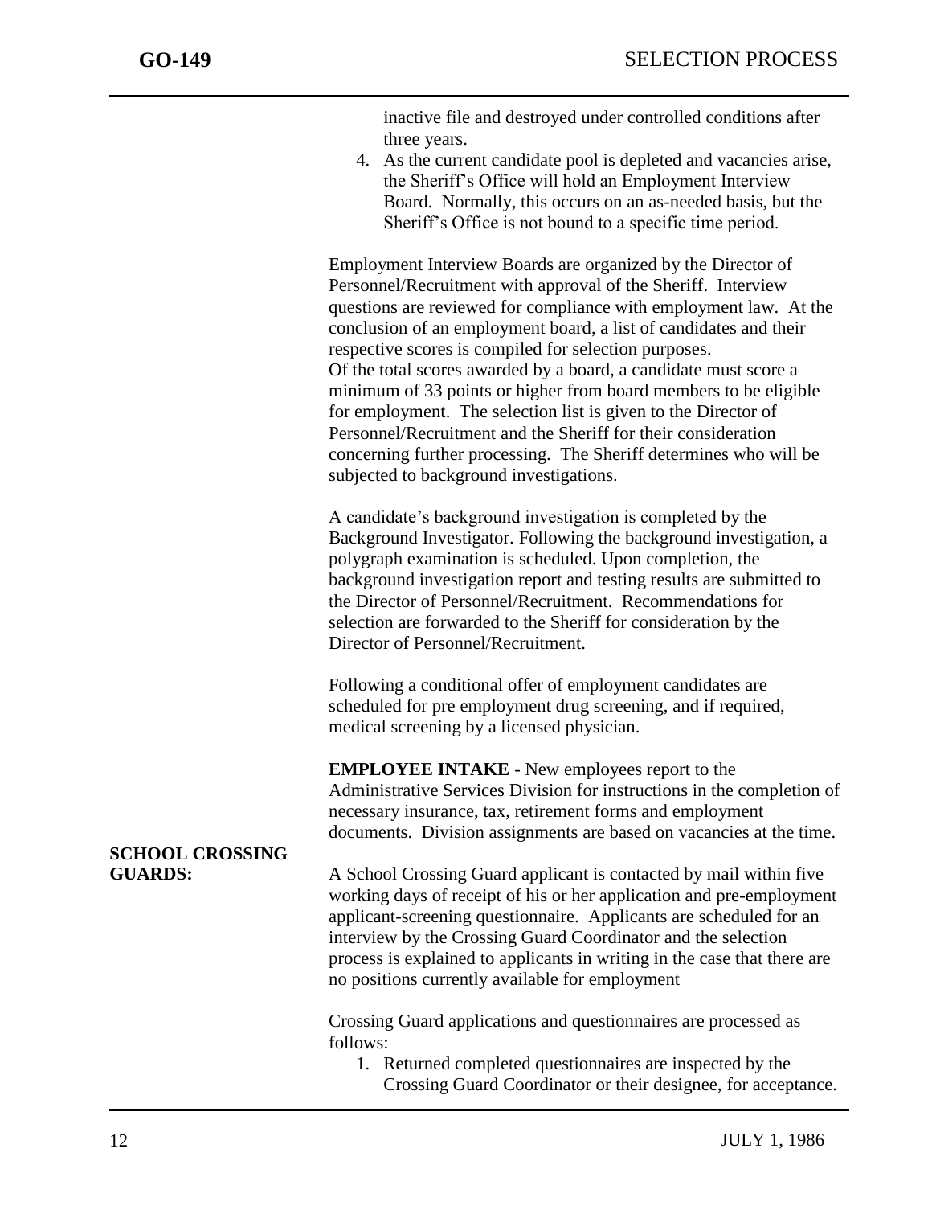inactive file and destroyed under controlled conditions after three years.

4. As the current candidate pool is depleted and vacancies arise, the Sheriff's Office will hold an Employment Interview Board. Normally, this occurs on an as-needed basis, but the Sheriff's Office is not bound to a specific time period.

Employment Interview Boards are organized by the Director of Personnel/Recruitment with approval of the Sheriff. Interview questions are reviewed for compliance with employment law. At the conclusion of an employment board, a list of candidates and their respective scores is compiled for selection purposes.
Of the total scores awarded by a board, a candidate must score a minimum of 33 points or higher from board members to be eligible for employment. The selection list is given to the Director of Personnel/Recruitment and the Sheriff for their consideration concerning further processing. The Sheriff determines who will be subjected to background investigations.

A candidate's background investigation is completed by the Background Investigator. Following the background investigation, a polygraph examination is scheduled. Upon completion, the background investigation report and testing results are submitted to the Director of Personnel/Recruitment. Recommendations for selection are forwarded to the Sheriff for consideration by the Director of Personnel/Recruitment.

Following a conditional offer of employment candidates are scheduled for pre employment drug screening, and if required, medical screening by a licensed physician.

**EMPLOYEE INTAKE** - New employees report to the Administrative Services Division for instructions in the completion of necessary insurance, tax, retirement forms and employment documents. Division assignments are based on vacancies at the time.

**SCHOOL CROSSING GUARDS:**

A School Crossing Guard applicant is contacted by mail within five working days of receipt of his or her application and pre-employment applicant-screening questionnaire. Applicants are scheduled for an interview by the Crossing Guard Coordinator and the selection process is explained to applicants in writing in the case that there are no positions currently available for employment

Crossing Guard applications and questionnaires are processed as follows:

1. Returned completed questionnaires are inspected by the Crossing Guard Coordinator or their designee, for acceptance.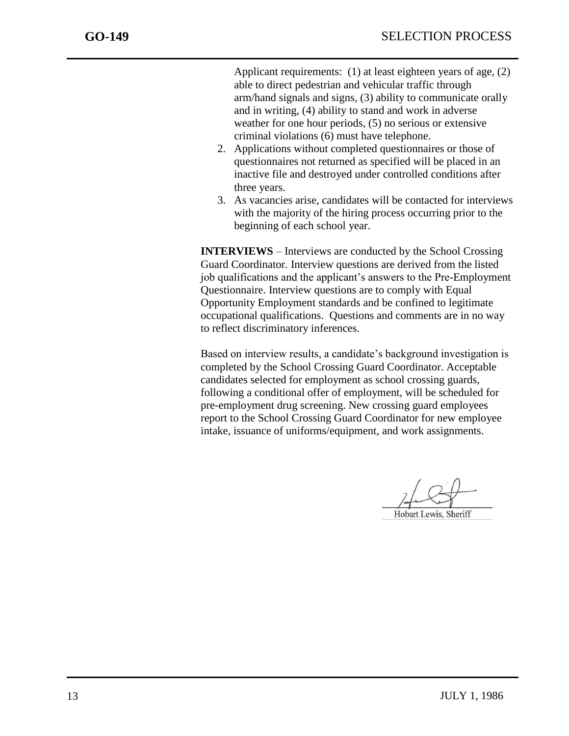Applicant requirements: (1) at least eighteen years of age, (2) able to direct pedestrian and vehicular traffic through arm/hand signals and signs, (3) ability to communicate orally and in writing, (4) ability to stand and work in adverse weather for one hour periods, (5) no serious or extensive criminal violations (6) must have telephone.

2. Applications without completed questionnaires or those of questionnaires not returned as specified will be placed in an inactive file and destroyed under controlled conditions after three years.
3. As vacancies arise, candidates will be contacted for interviews with the majority of the hiring process occurring prior to the beginning of each school year.

**INTERVIEWS** – Interviews are conducted by the School Crossing Guard Coordinator. Interview questions are derived from the listed job qualifications and the applicant's answers to the Pre-Employment Questionnaire. Interview questions are to comply with Equal Opportunity Employment standards and be confined to legitimate occupational qualifications. Questions and comments are in no way to reflect discriminatory inferences.

Based on interview results, a candidate's background investigation is completed by the School Crossing Guard Coordinator. Acceptable candidates selected for employment as school crossing guards, following a conditional offer of employment, will be scheduled for pre-employment drug screening. New crossing guard employees report to the School Crossing Guard Coordinator for new employee intake, issuance of uniforms/equipment, and work assignments.

Hobart Lewis, Sheriff